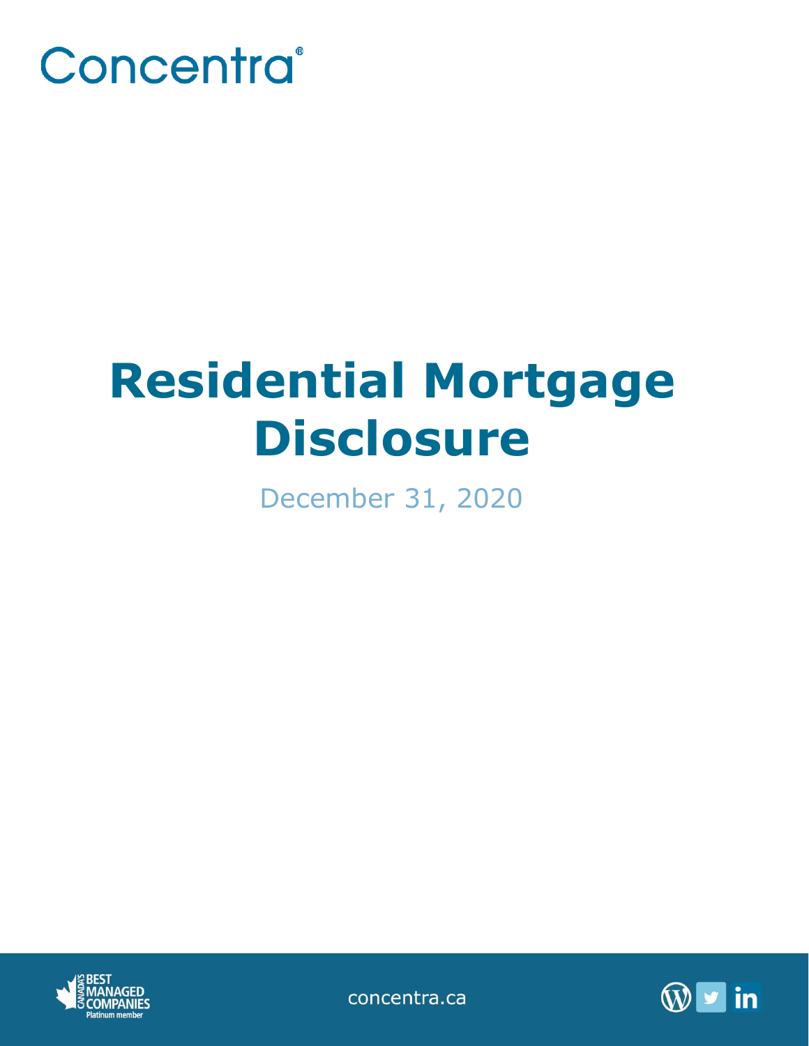Concentra®

# Residential Mortgage Disclosure

December 31, 2020

concentra.ca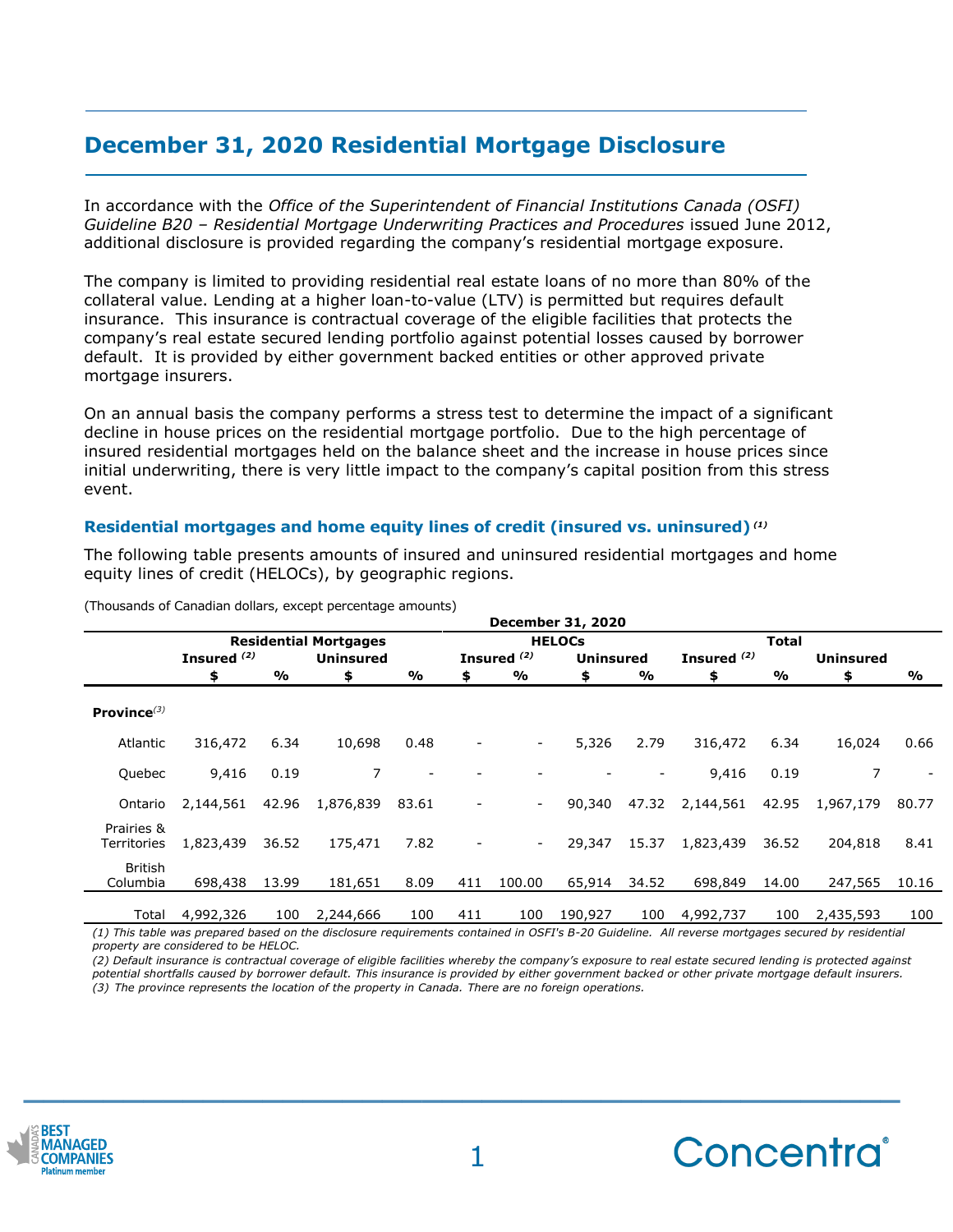# December 31, 2020 Residential Mortgage Disclosure

In accordance with the *Office of the Superintendent of Financial Institutions Canada (OSFI) Guideline B20 – Residential Mortgage Underwriting Practices and Procedures* issued June 2012, additional disclosure is provided regarding the company's residential mortgage exposure.

The company is limited to providing residential real estate loans of no more than 80% of the collateral value. Lending at a higher loan-to-value (LTV) is permitted but requires default insurance. This insurance is contractual coverage of the eligible facilities that protects the company's real estate secured lending portfolio against potential losses caused by borrower default. It is provided by either government backed entities or other approved private mortgage insurers.

On an annual basis the company performs a stress test to determine the impact of a significant decline in house prices on the residential mortgage portfolio. Due to the high percentage of insured residential mortgages held on the balance sheet and the increase in house prices since initial underwriting, there is very little impact to the company's capital position from this stress event.

### Residential mortgages and home equity lines of credit (insured vs. uninsured) [(1)]

The following table presents amounts of insured and uninsured residential mortgages and home equity lines of credit (HELOCs), by geographic regions.

(Thousands of Canadian dollars, except percentage amounts)

| | December 31, 2020 | | | | | | | | | | | |
|---|---|---|---|---|---|---|---|---|---|---|---|---|
| | Residential Mortgages | | | | HELOCs | | | | Total | | | |
| | Insured [(2)] | | Uninsured | | Insured [(2)] | | Uninsured | | Insured [(2)] | | Uninsured | |
| | $ | % | $ | % | $ | % | $ | % | $ | % | $ | % |
| **Province**[(3)] | | | | | | | | | | | | |
| Atlantic | 316,472 | 6.34 | 10,698 | 0.48 | - | - | 5,326 | 2.79 | 316,472 | 6.34 | 16,024 | 0.66 |
| Quebec | 9,416 | 0.19 | 7 | - | - | - | - | - | 9,416 | 0.19 | 7 | - |
| Ontario | 2,144,561 | 42.96 | 1,876,839 | 83.61 | - | - | 90,340 | 47.32 | 2,144,561 | 42.95 | 1,967,179 | 80.77 |
| Prairies & Territories | 1,823,439 | 36.52 | 175,471 | 7.82 | - | - | 29,347 | 15.37 | 1,823,439 | 36.52 | 204,818 | 8.41 |
| British Columbia | 698,438 | 13.99 | 181,651 | 8.09 | 411 | 100.00 | 65,914 | 34.52 | 698,849 | 14.00 | 247,565 | 10.16 |
| Total | 4,992,326 | 100 | 2,244,666 | 100 | 411 | 100 | 190,927 | 100 | 4,992,737 | 100 | 2,435,593 | 100 |

*(1) This table was prepared based on the disclosure requirements contained in OSFI's B-20 Guideline. All reverse mortgages secured by residential property are considered to be HELOC.*
*(2) Default insurance is contractual coverage of eligible facilities whereby the company's exposure to real estate secured lending is protected against potential shortfalls caused by borrower default. This insurance is provided by either government backed or other private mortgage default insurers.*
*(3) The province represents the location of the property in Canada. There are no foreign operations.*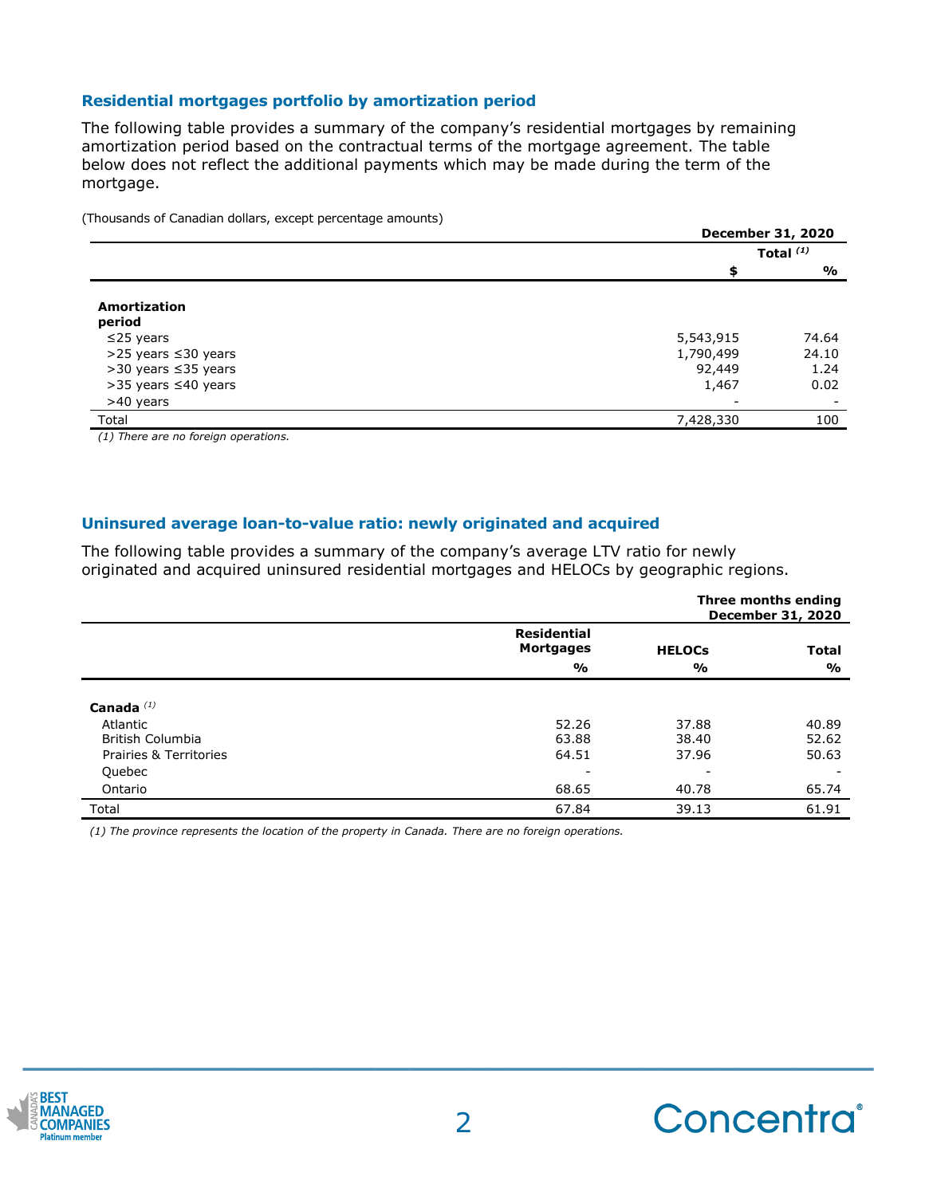### Residential mortgages portfolio by amortization period

The following table provides a summary of the company's residential mortgages by remaining amortization period based on the contractual terms of the mortgage agreement. The table below does not reflect the additional payments which may be made during the term of the mortgage.

(Thousands of Canadian dollars, except percentage amounts)

| | December 31, 2020 | |
|---|---|---|
| | Total [(1)] | |
| | $ | % |
| **Amortization period** | | |
| ≤25 years | 5,543,915 | 74.64 |
| >25 years ≤30 years | 1,790,499 | 24.10 |
| >30 years ≤35 years | 92,449 | 1.24 |
| >35 years ≤40 years | 1,467 | 0.02 |
| >40 years | - | - |
| Total | 7,428,330 | 100 |

*(1) There are no foreign operations.*

### Uninsured average loan-to-value ratio: newly originated and acquired

The following table provides a summary of the company's average LTV ratio for newly originated and acquired uninsured residential mortgages and HELOCs by geographic regions.

| | Three months ending December 31, 2020 | | |
|---|---|---|---|
| | Residential Mortgages | HELOCs | Total |
| | % | % | % |
| **Canada** [(1)] | | | |
| Atlantic | 52.26 | 37.88 | 40.89 |
| British Columbia | 63.88 | 38.40 | 52.62 |
| Prairies & Territories | 64.51 | 37.96 | 50.63 |
| Quebec | - | - | - |
| Ontario | 68.65 | 40.78 | 65.74 |
| Total | 67.84 | 39.13 | 61.91 |

*(1) The province represents the location of the property in Canada. There are no foreign operations.*